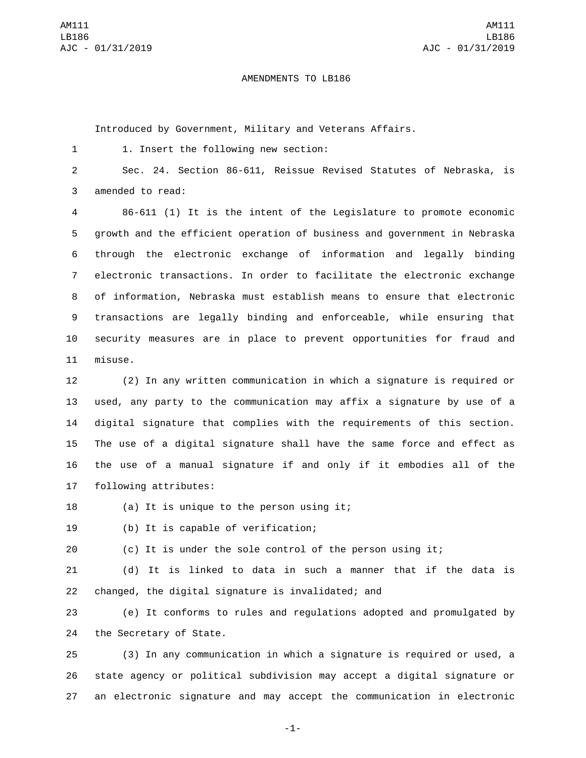AMENDMENTS TO LB186

Introduced by Government, Military and Veterans Affairs.

1. Insert the following new section:

Sec. 24. Section 86-611, Reissue Revised Statutes of Nebraska, is amended to read:

86-611 (1) It is the intent of the Legislature to promote economic growth and the efficient operation of business and government in Nebraska through the electronic exchange of information and legally binding electronic transactions. In order to facilitate the electronic exchange of information, Nebraska must establish means to ensure that electronic transactions are legally binding and enforceable, while ensuring that security measures are in place to prevent opportunities for fraud and misuse.

(2) In any written communication in which a signature is required or used, any party to the communication may affix a signature by use of a digital signature that complies with the requirements of this section. The use of a digital signature shall have the same force and effect as the use of a manual signature if and only if it embodies all of the following attributes:

(a) It is unique to the person using it;

(b) It is capable of verification;

(c) It is under the sole control of the person using it;

(d) It is linked to data in such a manner that if the data is changed, the digital signature is invalidated; and

(e) It conforms to rules and regulations adopted and promulgated by the Secretary of State.

(3) In any communication in which a signature is required or used, a state agency or political subdivision may accept a digital signature or an electronic signature and may accept the communication in electronic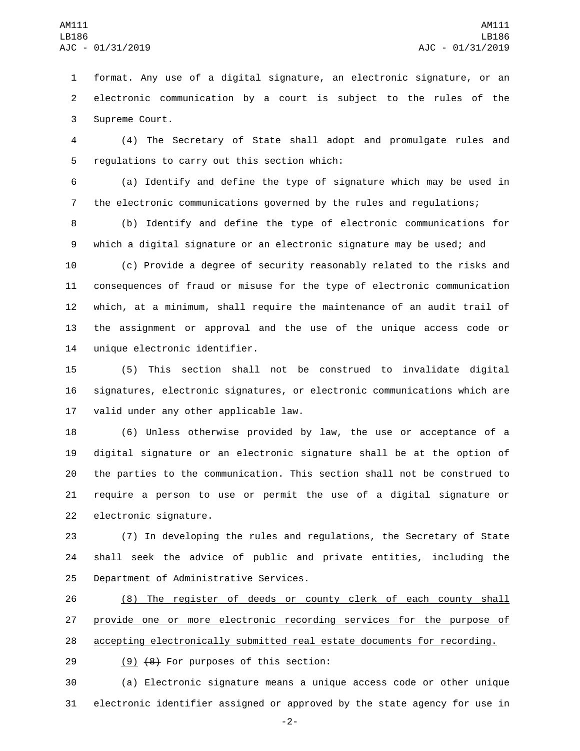format. Any use of a digital signature, an electronic signature, or an electronic communication by a court is subject to the rules of the Supreme Court.

(4) The Secretary of State shall adopt and promulgate rules and regulations to carry out this section which:

(a) Identify and define the type of signature which may be used in the electronic communications governed by the rules and regulations;

(b) Identify and define the type of electronic communications for which a digital signature or an electronic signature may be used; and

(c) Provide a degree of security reasonably related to the risks and consequences of fraud or misuse for the type of electronic communication which, at a minimum, shall require the maintenance of an audit trail of the assignment or approval and the use of the unique access code or unique electronic identifier.

(5) This section shall not be construed to invalidate digital signatures, electronic signatures, or electronic communications which are valid under any other applicable law.

(6) Unless otherwise provided by law, the use or acceptance of a digital signature or an electronic signature shall be at the option of the parties to the communication. This section shall not be construed to require a person to use or permit the use of a digital signature or electronic signature.

(7) In developing the rules and regulations, the Secretary of State shall seek the advice of public and private entities, including the Department of Administrative Services.

<u>(8) The register of deeds or county clerk of each county shall provide one or more electronic recording services for the purpose of accepting electronically submitted real estate documents for recording.</u>

<u>(9)</u> ~~(8)~~ For purposes of this section:

(a) Electronic signature means a unique access code or other unique electronic identifier assigned or approved by the state agency for use in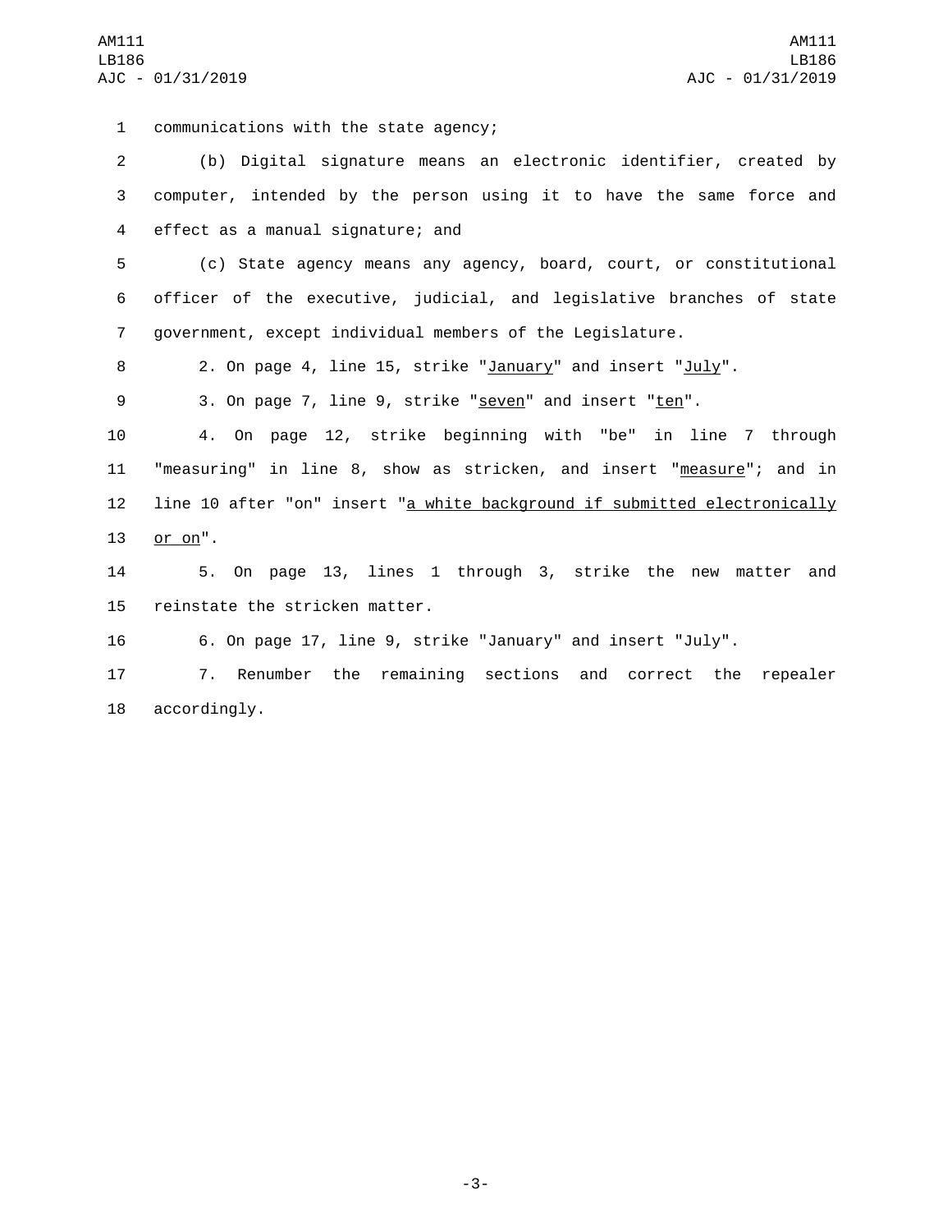communications with the state agency;

(b) Digital signature means an electronic identifier, created by computer, intended by the person using it to have the same force and effect as a manual signature; and

(c) State agency means any agency, board, court, or constitutional officer of the executive, judicial, and legislative branches of state government, except individual members of the Legislature.

2. On page 4, line 15, strike "January" and insert "July".

3. On page 7, line 9, strike "seven" and insert "ten".

4. On page 12, strike beginning with "be" in line 7 through "measuring" in line 8, show as stricken, and insert "measure"; and in line 10 after "on" insert "a white background if submitted electronically or on".

5. On page 13, lines 1 through 3, strike the new matter and reinstate the stricken matter.

6. On page 17, line 9, strike "January" and insert "July".

7. Renumber the remaining sections and correct the repealer accordingly.